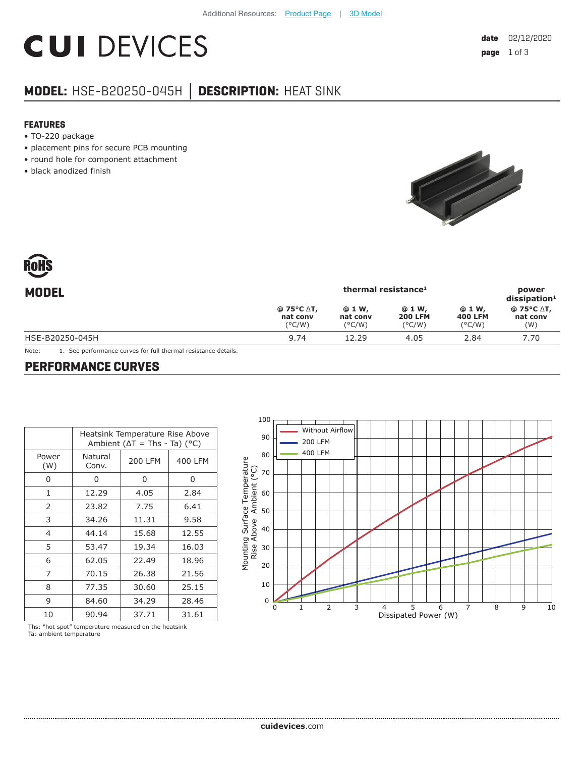Additional Resources: Product Page | 3D Model

# CUI DEVICES

**date** 02/12/2020

## MODEL: HSE-B20250-045H | DESCRIPTION: HEAT SINK

### FEATURES

- TO-220 package
- placement pins for secure PCB mounting
- round hole for component attachment
- black anodized finish

RoHS

## MODEL

| | thermal resistance[1] | | | | power dissipation[1] |
|---|---|---|---|---|---|
| | @ 75°C ΔT, nat conv (°C/W) | @ 1 W, nat conv (°C/W) | @ 1 W, 200 LFM (°C/W) | @ 1 W, 400 LFM (°C/W) | @ 75°C ΔT, nat conv (W) |
| HSE-B20250-045H | 9.74 | 12.29 | 4.05 | 2.84 | 7.70 |

Note: 1. See performance curves for full thermal resistance details.

## PERFORMANCE CURVES

| | Heatsink Temperature Rise Above Ambient (ΔT = Ths - Ta) (°C) | | |
|---|---|---|---|
| Power (W) | Natural Conv. | 200 LFM | 400 LFM |
| 0 | 0 | 0 | 0 |
| 1 | 12.29 | 4.05 | 2.84 |
| 2 | 23.82 | 7.75 | 6.41 |
| 3 | 34.26 | 11.31 | 9.58 |
| 4 | 44.14 | 15.68 | 12.55 |
| 5 | 53.47 | 19.34 | 16.03 |
| 6 | 62.05 | 22.49 | 18.96 |
| 7 | 70.15 | 26.38 | 21.56 |
| 8 | 77.35 | 30.60 | 25.15 |
| 9 | 84.60 | 34.29 | 28.46 |
| 10 | 90.94 | 37.71 | 31.61 |

Ths: "hot spot" temperature measured on the heatsink
Ta: ambient temperature

cuidevices.com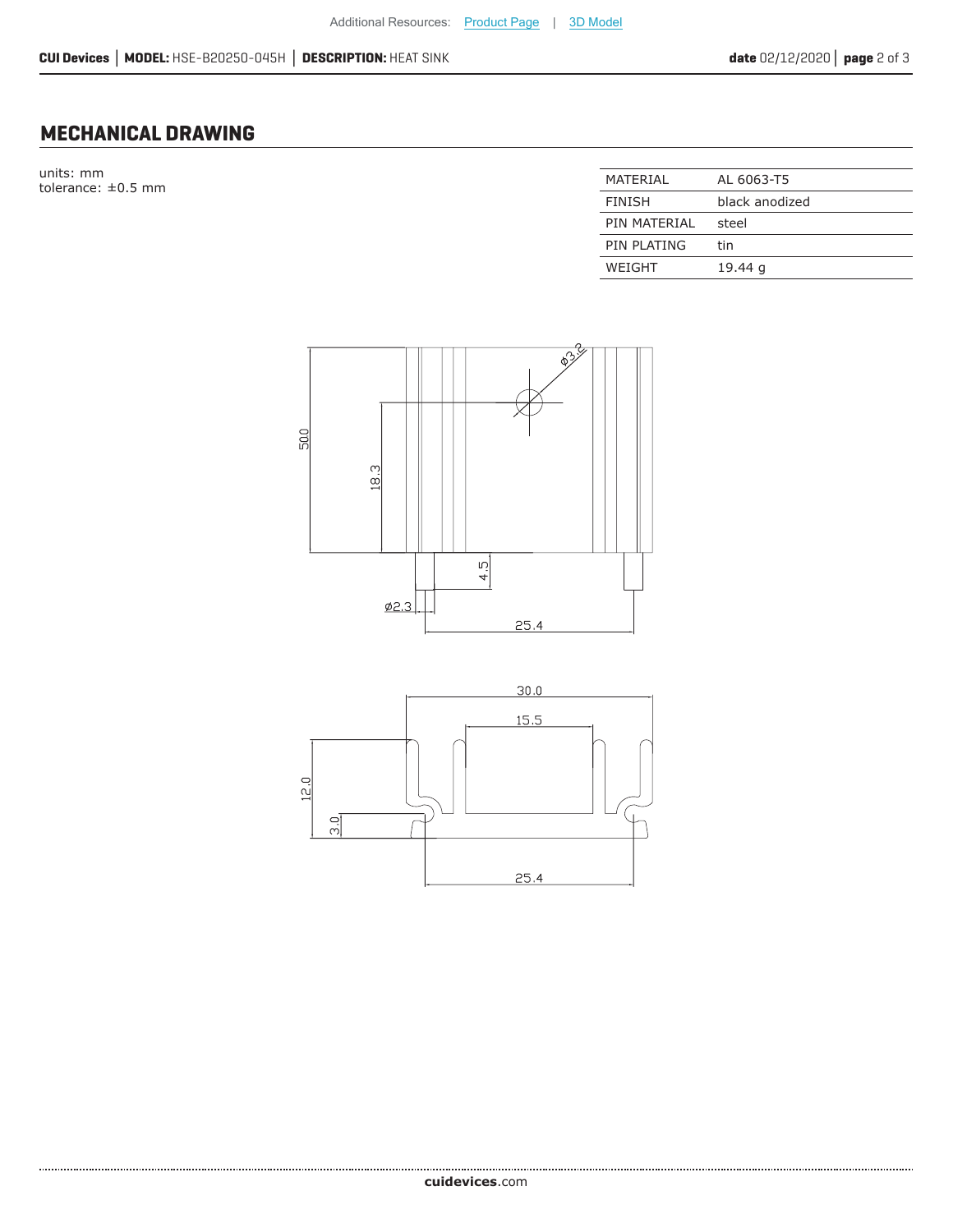## MECHANICAL DRAWING

units: mm
tolerance: ±0.5 mm

| MATERIAL | AL 6063-T5 |
|---|---|
| FINISH | black anodized |
| PIN MATERIAL | steel |
| PIN PLATING | tin |
| WEIGHT | 19.44 g |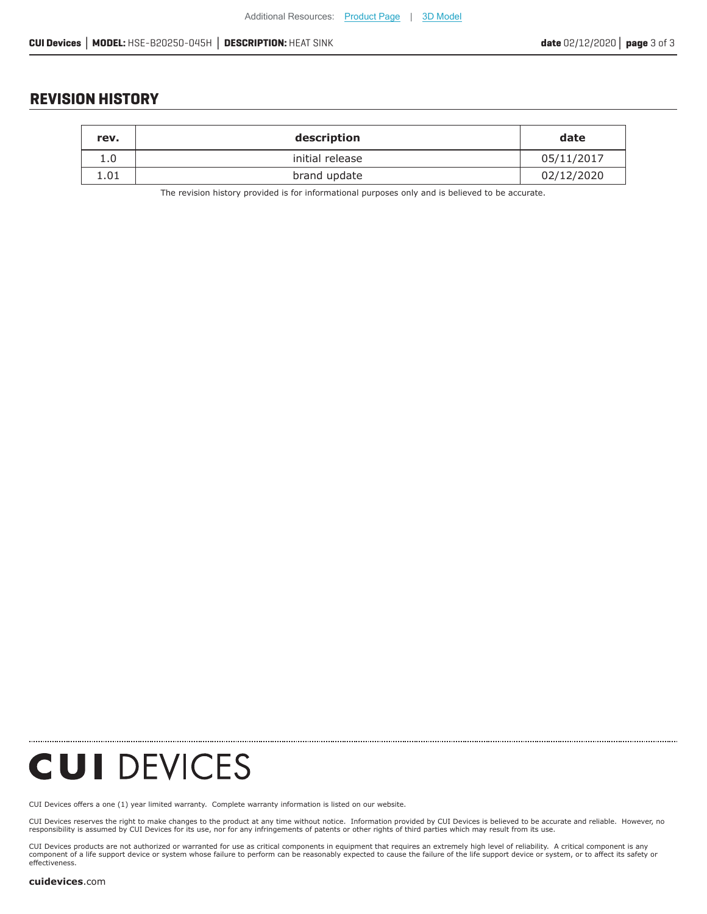## REVISION HISTORY

| rev. | description | date |
| --- | --- | --- |
| 1.0 | initial release | 05/11/2017 |
| 1.01 | brand update | 02/12/2020 |

The revision history provided is for informational purposes only and is believed to be accurate.

**CUI** DEVICES

CUI Devices offers a one (1) year limited warranty. Complete warranty information is listed on our website.

CUI Devices reserves the right to make changes to the product at any time without notice. Information provided by CUI Devices is believed to be accurate and reliable. However, no responsibility is assumed by CUI Devices for its use, nor for any infringements of patents or other rights of third parties which may result from its use.

CUI Devices products are not authorized or warranted for use as critical components in equipment that requires an extremely high level of reliability. A critical component is any component of a life support device or system whose failure to perform can be reasonably expected to cause the failure of the life support device or system, or to affect its safety or effectiveness.

**cuidevices**.com